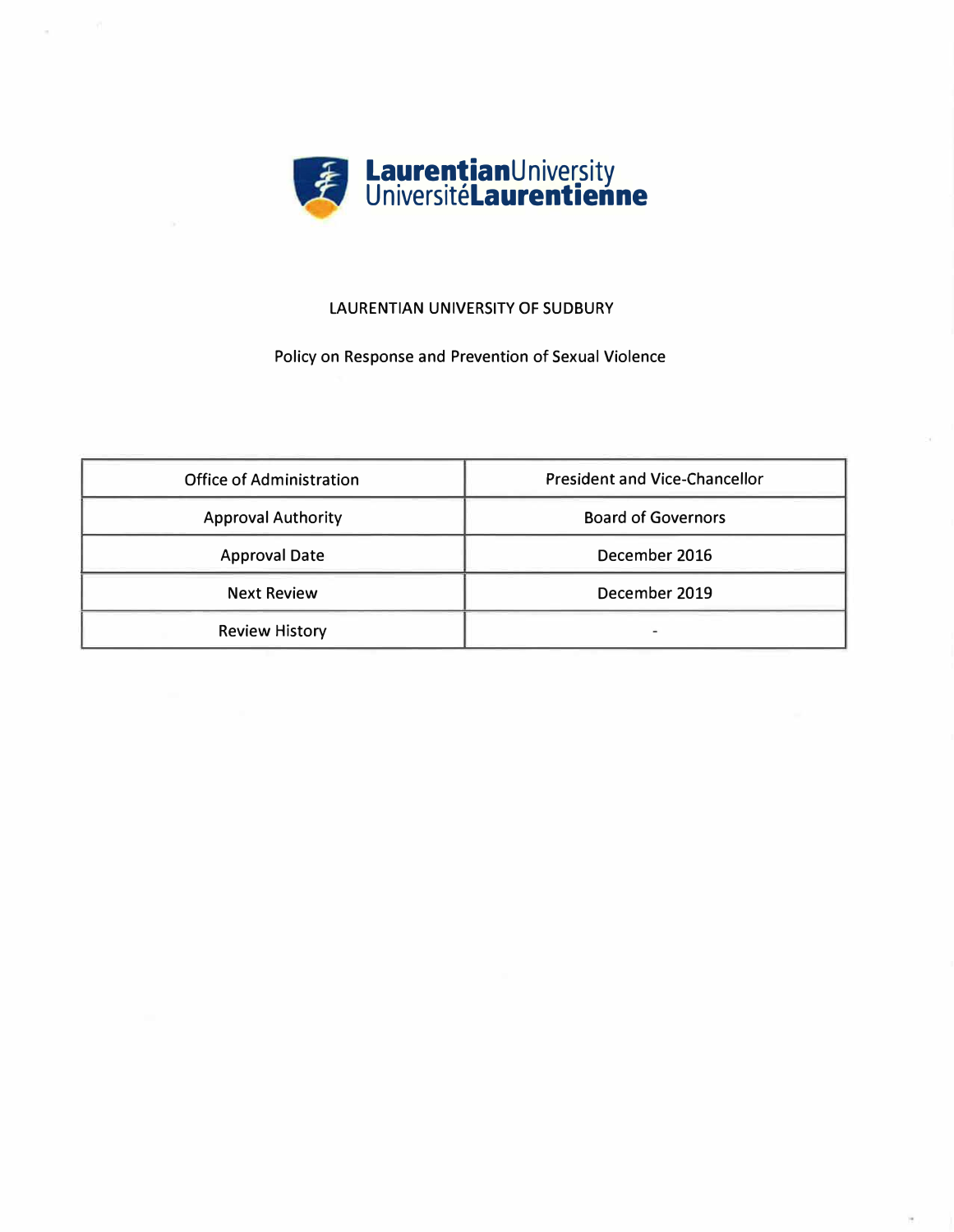**LaurentianUniversity**
**UniversitéLaurentienne**

LAURENTIAN UNIVERSITY OF SUDBURY

Policy on Response and Prevention of Sexual Violence

| Office of Administration | President and Vice-Chancellor |
| --- | --- |
| Approval Authority | Board of Governors |
| Approval Date | December 2016 |
| Next Review | December 2019 |
| Review History | - |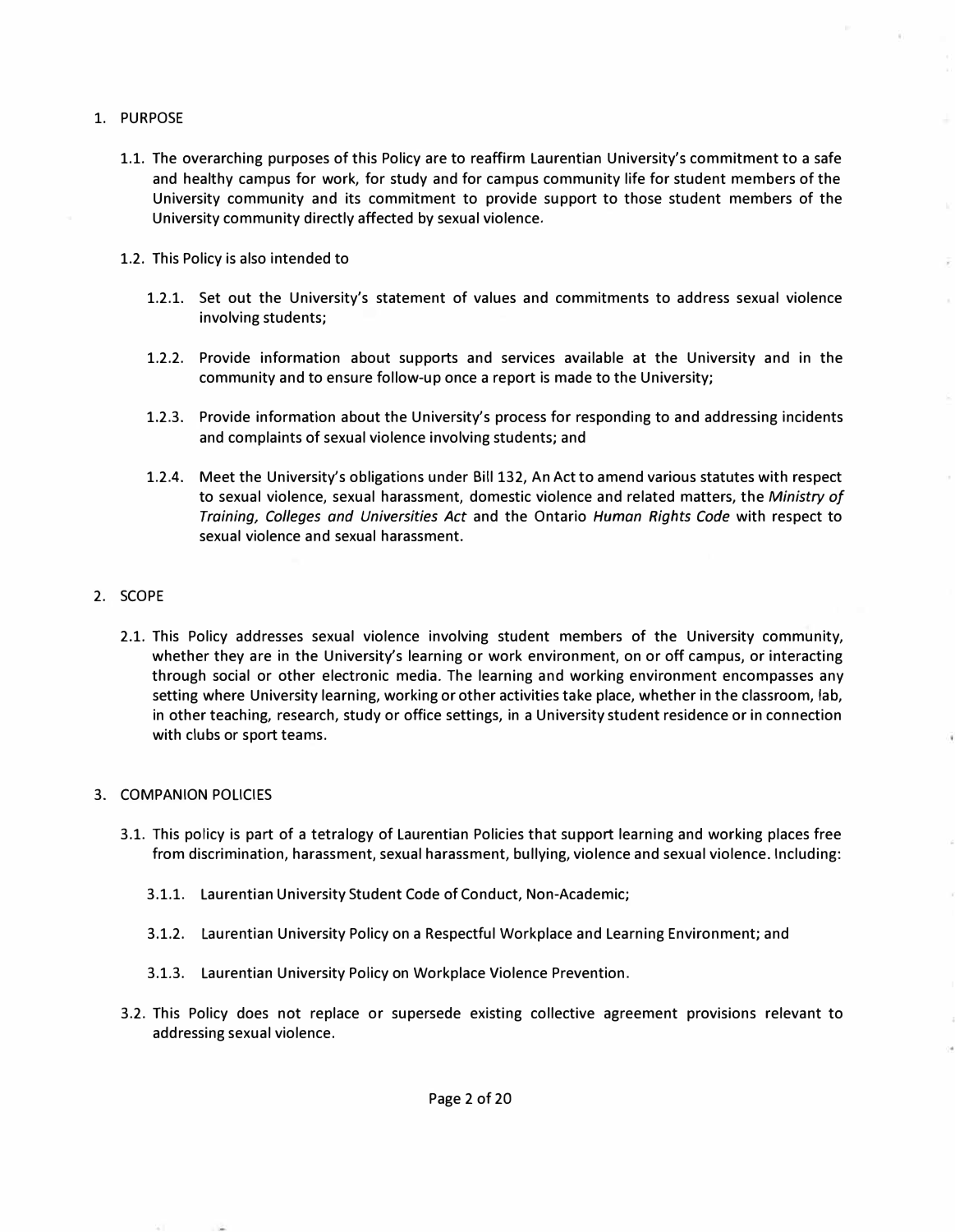## 1. PURPOSE

1.1. The overarching purposes of this Policy are to reaffirm Laurentian University's commitment to a safe and healthy campus for work, for study and for campus community life for student members of the University community and its commitment to provide support to those student members of the University community directly affected by sexual violence.

1.2. This Policy is also intended to

1.2.1. Set out the University's statement of values and commitments to address sexual violence involving students;

1.2.2. Provide information about supports and services available at the University and in the community and to ensure follow-up once a report is made to the University;

1.2.3. Provide information about the University's process for responding to and addressing incidents and complaints of sexual violence involving students; and

1.2.4. Meet the University's obligations under Bill 132, An Act to amend various statutes with respect to sexual violence, sexual harassment, domestic violence and related matters, the *Ministry of Training, Colleges and Universities Act* and the Ontario *Human Rights Code* with respect to sexual violence and sexual harassment.

## 2. SCOPE

2.1. This Policy addresses sexual violence involving student members of the University community, whether they are in the University's learning or work environment, on or off campus, or interacting through social or other electronic media. The learning and working environment encompasses any setting where University learning, working or other activities take place, whether in the classroom, lab, in other teaching, research, study or office settings, in a University student residence or in connection with clubs or sport teams.

## 3. COMPANION POLICIES

3.1. This policy is part of a tetralogy of Laurentian Policies that support learning and working places free from discrimination, harassment, sexual harassment, bullying, violence and sexual violence. Including:

3.1.1. Laurentian University Student Code of Conduct, Non-Academic;

3.1.2. Laurentian University Policy on a Respectful Workplace and Learning Environment; and

3.1.3. Laurentian University Policy on Workplace Violence Prevention.

3.2. This Policy does not replace or supersede existing collective agreement provisions relevant to addressing sexual violence.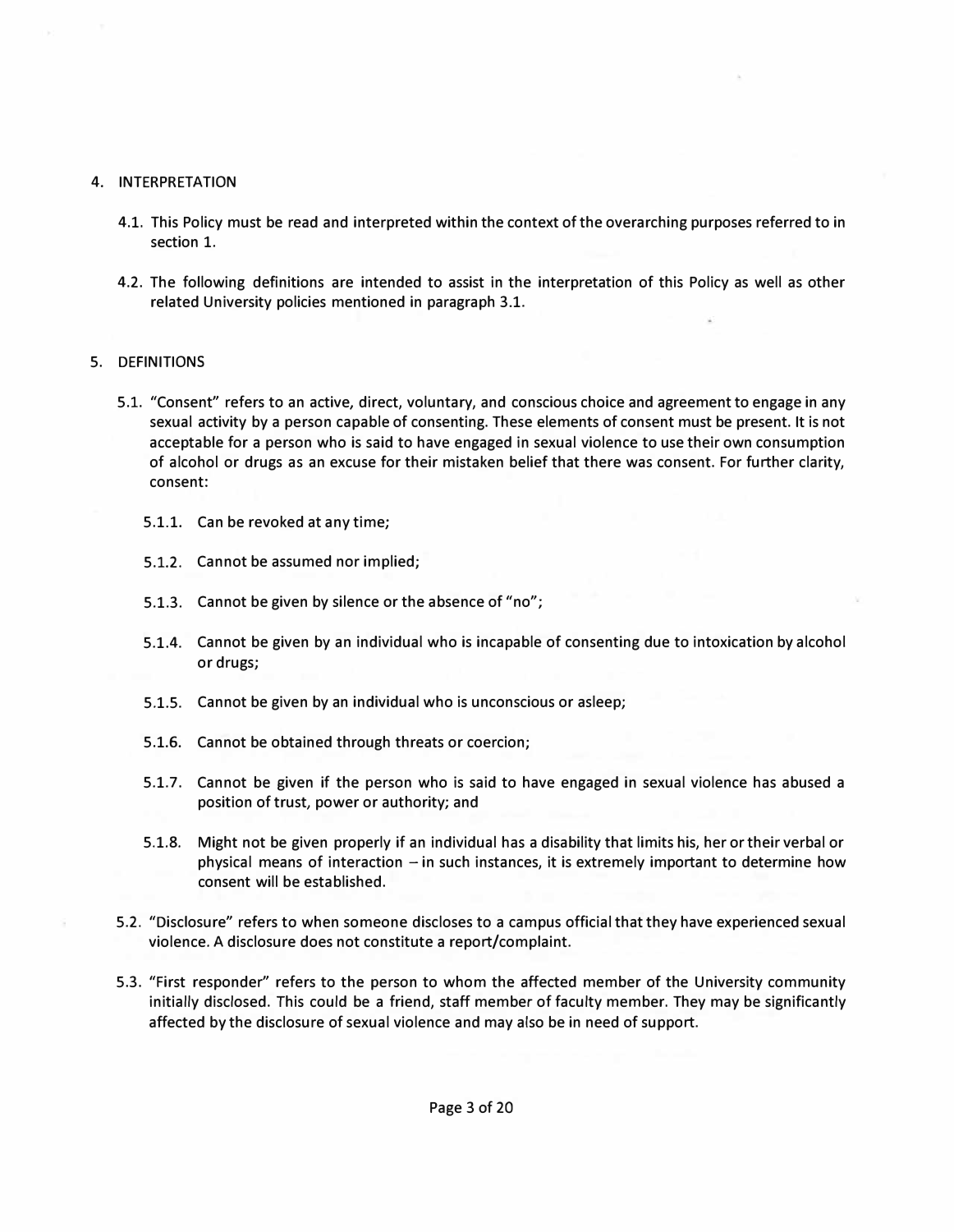## 4. INTERPRETATION

4.1. This Policy must be read and interpreted within the context of the overarching purposes referred to in section 1.

4.2. The following definitions are intended to assist in the interpretation of this Policy as well as other related University policies mentioned in paragraph 3.1.

## 5. DEFINITIONS

5.1. "Consent" refers to an active, direct, voluntary, and conscious choice and agreement to engage in any sexual activity by a person capable of consenting. These elements of consent must be present. It is not acceptable for a person who is said to have engaged in sexual violence to use their own consumption of alcohol or drugs as an excuse for their mistaken belief that there was consent. For further clarity, consent:

- 5.1.1. Can be revoked at any time;
- 5.1.2. Cannot be assumed nor implied;
- 5.1.3. Cannot be given by silence or the absence of "no";
- 5.1.4. Cannot be given by an individual who is incapable of consenting due to intoxication by alcohol or drugs;
- 5.1.5. Cannot be given by an individual who is unconscious or asleep;
- 5.1.6. Cannot be obtained through threats or coercion;
- 5.1.7. Cannot be given if the person who is said to have engaged in sexual violence has abused a position of trust, power or authority; and
- 5.1.8. Might not be given properly if an individual has a disability that limits his, her or their verbal or physical means of interaction – in such instances, it is extremely important to determine how consent will be established.

5.2. "Disclosure" refers to when someone discloses to a campus official that they have experienced sexual violence. A disclosure does not constitute a report/complaint.

5.3. "First responder" refers to the person to whom the affected member of the University community initially disclosed. This could be a friend, staff member of faculty member. They may be significantly affected by the disclosure of sexual violence and may also be in need of support.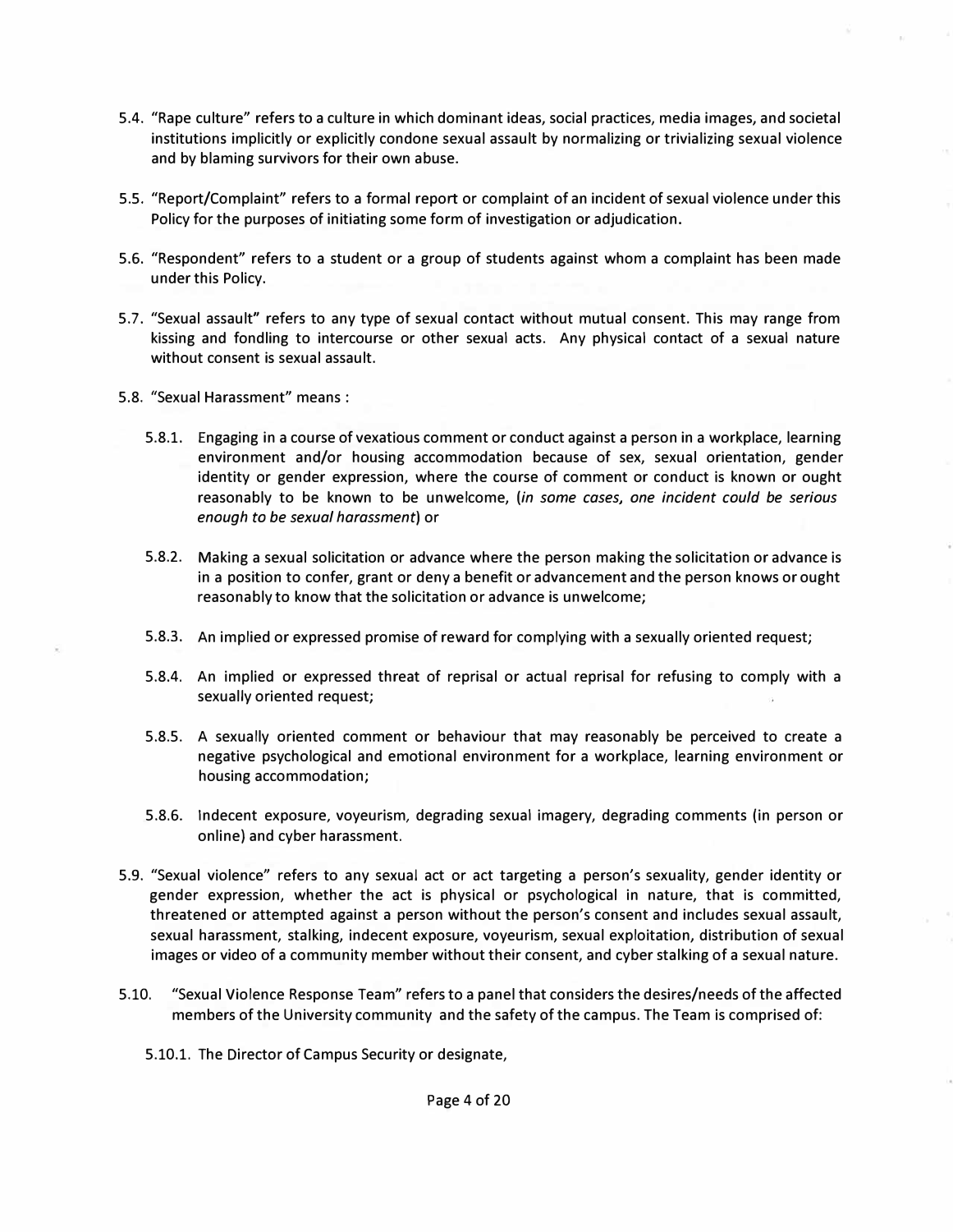5.4. "Rape culture" refers to a culture in which dominant ideas, social practices, media images, and societal institutions implicitly or explicitly condone sexual assault by normalizing or trivializing sexual violence and by blaming survivors for their own abuse.

5.5. "Report/Complaint" refers to a formal report or complaint of an incident of sexual violence under this Policy for the purposes of initiating some form of investigation or adjudication.

5.6. "Respondent" refers to a student or a group of students against whom a complaint has been made under this Policy.

5.7. "Sexual assault" refers to any type of sexual contact without mutual consent. This may range from kissing and fondling to intercourse or other sexual acts. Any physical contact of a sexual nature without consent is sexual assault.

5.8. "Sexual Harassment" means :

- 5.8.1. Engaging in a course of vexatious comment or conduct against a person in a workplace, learning environment and/or housing accommodation because of sex, sexual orientation, gender identity or gender expression, where the course of comment or conduct is known or ought reasonably to be known to be unwelcome, (*in some cases, one incident could be serious enough to be sexual harassment*) or

- 5.8.2. Making a sexual solicitation or advance where the person making the solicitation or advance is in a position to confer, grant or deny a benefit or advancement and the person knows or ought reasonably to know that the solicitation or advance is unwelcome;

- 5.8.3. An implied or expressed promise of reward for complying with a sexually oriented request;

- 5.8.4. An implied or expressed threat of reprisal or actual reprisal for refusing to comply with a sexually oriented request;

- 5.8.5. A sexually oriented comment or behaviour that may reasonably be perceived to create a negative psychological and emotional environment for a workplace, learning environment or housing accommodation;

- 5.8.6. Indecent exposure, voyeurism, degrading sexual imagery, degrading comments (in person or online) and cyber harassment.

5.9. "Sexual violence" refers to any sexual act or act targeting a person's sexuality, gender identity or gender expression, whether the act is physical or psychological in nature, that is committed, threatened or attempted against a person without the person's consent and includes sexual assault, sexual harassment, stalking, indecent exposure, voyeurism, sexual exploitation, distribution of sexual images or video of a community member without their consent, and cyber stalking of a sexual nature.

5.10. "Sexual Violence Response Team" refers to a panel that considers the desires/needs of the affected members of the University community and the safety of the campus. The Team is comprised of:

- 5.10.1. The Director of Campus Security or designate,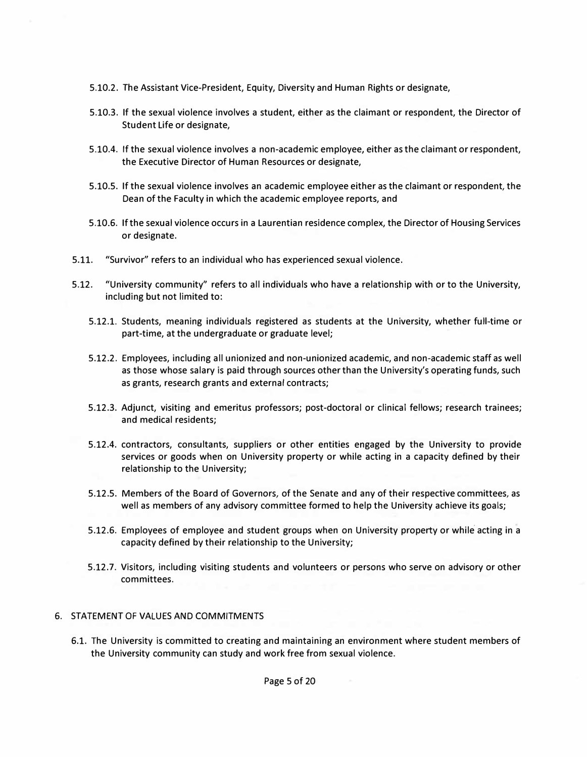5.10.2. The Assistant Vice-President, Equity, Diversity and Human Rights or designate,

5.10.3. If the sexual violence involves a student, either as the claimant or respondent, the Director of Student Life or designate,

5.10.4. If the sexual violence involves a non-academic employee, either as the claimant or respondent, the Executive Director of Human Resources or designate,

5.10.5. If the sexual violence involves an academic employee either as the claimant or respondent, the Dean of the Faculty in which the academic employee reports, and

5.10.6. If the sexual violence occurs in a Laurentian residence complex, the Director of Housing Services or designate.

5.11. "Survivor" refers to an individual who has experienced sexual violence.

5.12. "University community" refers to all individuals who have a relationship with or to the University, including but not limited to:

5.12.1. Students, meaning individuals registered as students at the University, whether full-time or part-time, at the undergraduate or graduate level;

5.12.2. Employees, including all unionized and non-unionized academic, and non-academic staff as well as those whose salary is paid through sources other than the University's operating funds, such as grants, research grants and external contracts;

5.12.3. Adjunct, visiting and emeritus professors; post-doctoral or clinical fellows; research trainees; and medical residents;

5.12.4. contractors, consultants, suppliers or other entities engaged by the University to provide services or goods when on University property or while acting in a capacity defined by their relationship to the University;

5.12.5. Members of the Board of Governors, of the Senate and any of their respective committees, as well as members of any advisory committee formed to help the University achieve its goals;

5.12.6. Employees of employee and student groups when on University property or while acting in a capacity defined by their relationship to the University;

5.12.7. Visitors, including visiting students and volunteers or persons who serve on advisory or other committees.

## 6. STATEMENT OF VALUES AND COMMITMENTS

6.1. The University is committed to creating and maintaining an environment where student members of the University community can study and work free from sexual violence.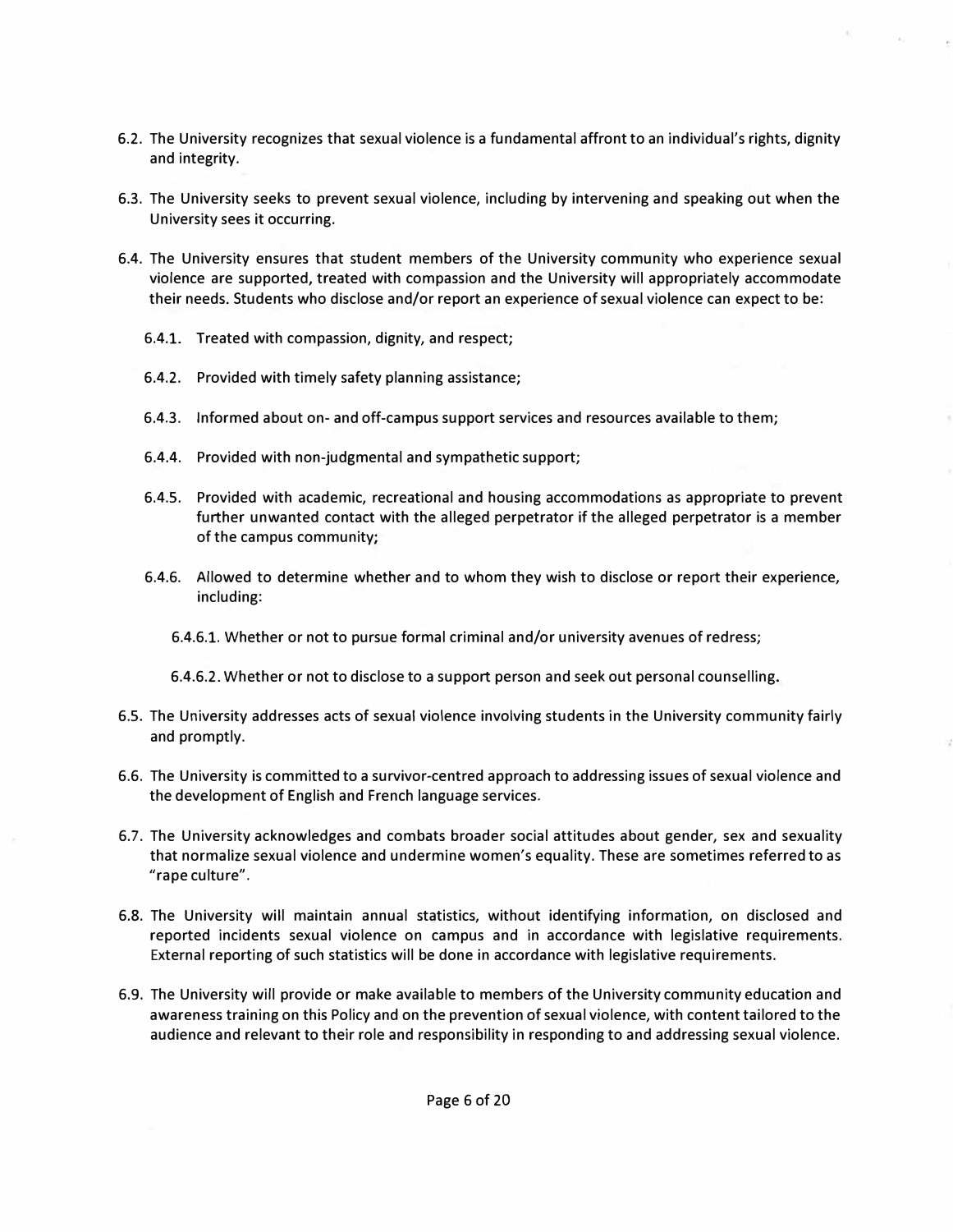6.2. The University recognizes that sexual violence is a fundamental affront to an individual's rights, dignity and integrity.

6.3. The University seeks to prevent sexual violence, including by intervening and speaking out when the University sees it occurring.

6.4. The University ensures that student members of the University community who experience sexual violence are supported, treated with compassion and the University will appropriately accommodate their needs. Students who disclose and/or report an experience of sexual violence can expect to be:

- 6.4.1. Treated with compassion, dignity, and respect;
- 6.4.2. Provided with timely safety planning assistance;
- 6.4.3. Informed about on- and off-campus support services and resources available to them;
- 6.4.4. Provided with non-judgmental and sympathetic support;
- 6.4.5. Provided with academic, recreational and housing accommodations as appropriate to prevent further unwanted contact with the alleged perpetrator if the alleged perpetrator is a member of the campus community;
- 6.4.6. Allowed to determine whether and to whom they wish to disclose or report their experience, including:
  - 6.4.6.1. Whether or not to pursue formal criminal and/or university avenues of redress;
  - 6.4.6.2. Whether or not to disclose to a support person and seek out personal counselling.

6.5. The University addresses acts of sexual violence involving students in the University community fairly and promptly.

6.6. The University is committed to a survivor-centred approach to addressing issues of sexual violence and the development of English and French language services.

6.7. The University acknowledges and combats broader social attitudes about gender, sex and sexuality that normalize sexual violence and undermine women's equality. These are sometimes referred to as "rape culture".

6.8. The University will maintain annual statistics, without identifying information, on disclosed and reported incidents sexual violence on campus and in accordance with legislative requirements. External reporting of such statistics will be done in accordance with legislative requirements.

6.9. The University will provide or make available to members of the University community education and awareness training on this Policy and on the prevention of sexual violence, with content tailored to the audience and relevant to their role and responsibility in responding to and addressing sexual violence.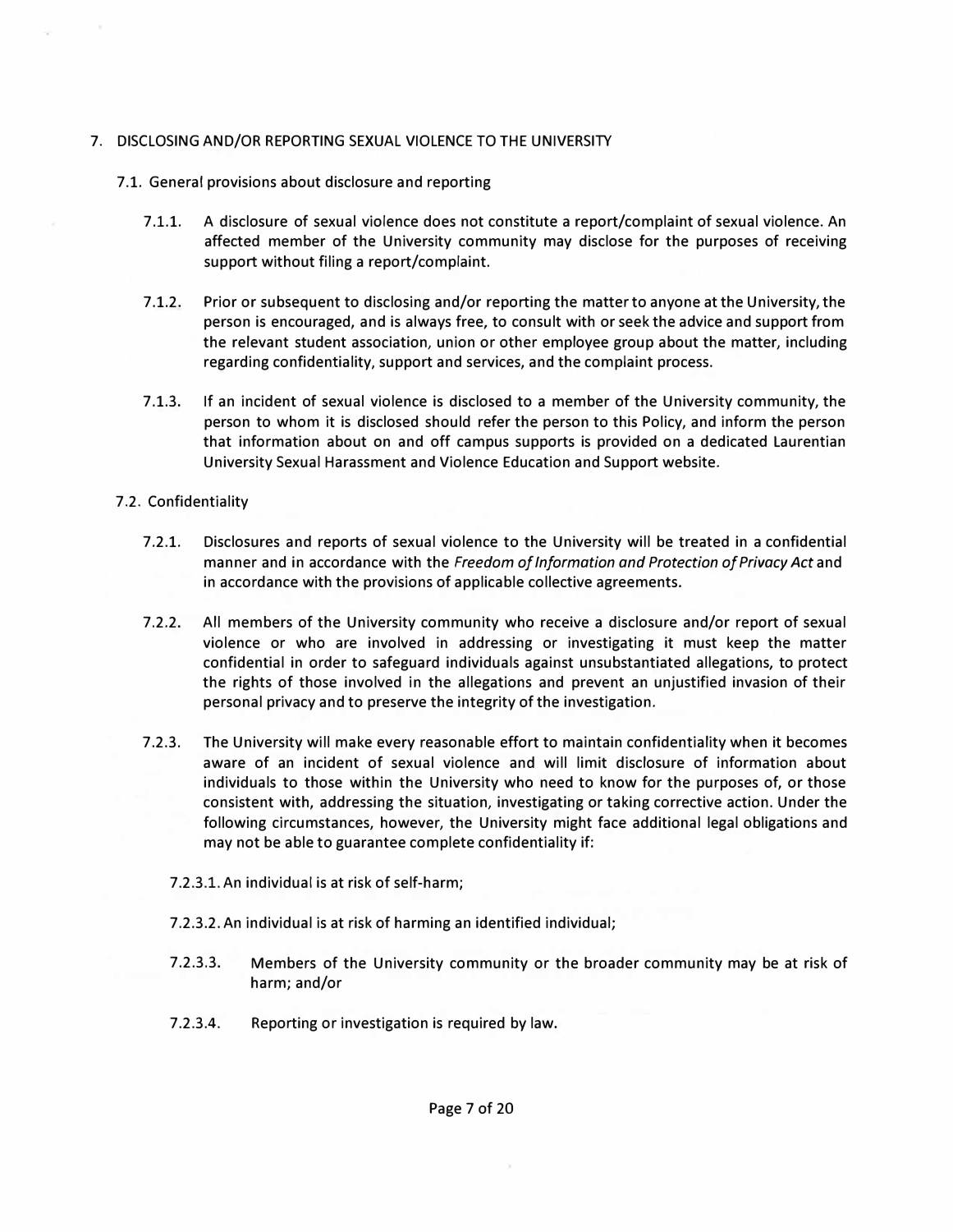## 7. DISCLOSING AND/OR REPORTING SEXUAL VIOLENCE TO THE UNIVERSITY

### 7.1. General provisions about disclosure and reporting

7.1.1. A disclosure of sexual violence does not constitute a report/complaint of sexual violence. An affected member of the University community may disclose for the purposes of receiving support without filing a report/complaint.

7.1.2. Prior or subsequent to disclosing and/or reporting the matter to anyone at the University, the person is encouraged, and is always free, to consult with or seek the advice and support from the relevant student association, union or other employee group about the matter, including regarding confidentiality, support and services, and the complaint process.

7.1.3. If an incident of sexual violence is disclosed to a member of the University community, the person to whom it is disclosed should refer the person to this Policy, and inform the person that information about on and off campus supports is provided on a dedicated Laurentian University Sexual Harassment and Violence Education and Support website.

### 7.2. Confidentiality

7.2.1. Disclosures and reports of sexual violence to the University will be treated in a confidential manner and in accordance with the *Freedom of Information and Protection of Privacy Act* and in accordance with the provisions of applicable collective agreements.

7.2.2. All members of the University community who receive a disclosure and/or report of sexual violence or who are involved in addressing or investigating it must keep the matter confidential in order to safeguard individuals against unsubstantiated allegations, to protect the rights of those involved in the allegations and prevent an unjustified invasion of their personal privacy and to preserve the integrity of the investigation.

7.2.3. The University will make every reasonable effort to maintain confidentiality when it becomes aware of an incident of sexual violence and will limit disclosure of information about individuals to those within the University who need to know for the purposes of, or those consistent with, addressing the situation, investigating or taking corrective action. Under the following circumstances, however, the University might face additional legal obligations and may not be able to guarantee complete confidentiality if:

7.2.3.1. An individual is at risk of self-harm;

7.2.3.2. An individual is at risk of harming an identified individual;

7.2.3.3. Members of the University community or the broader community may be at risk of harm; and/or

7.2.3.4. Reporting or investigation is required by law.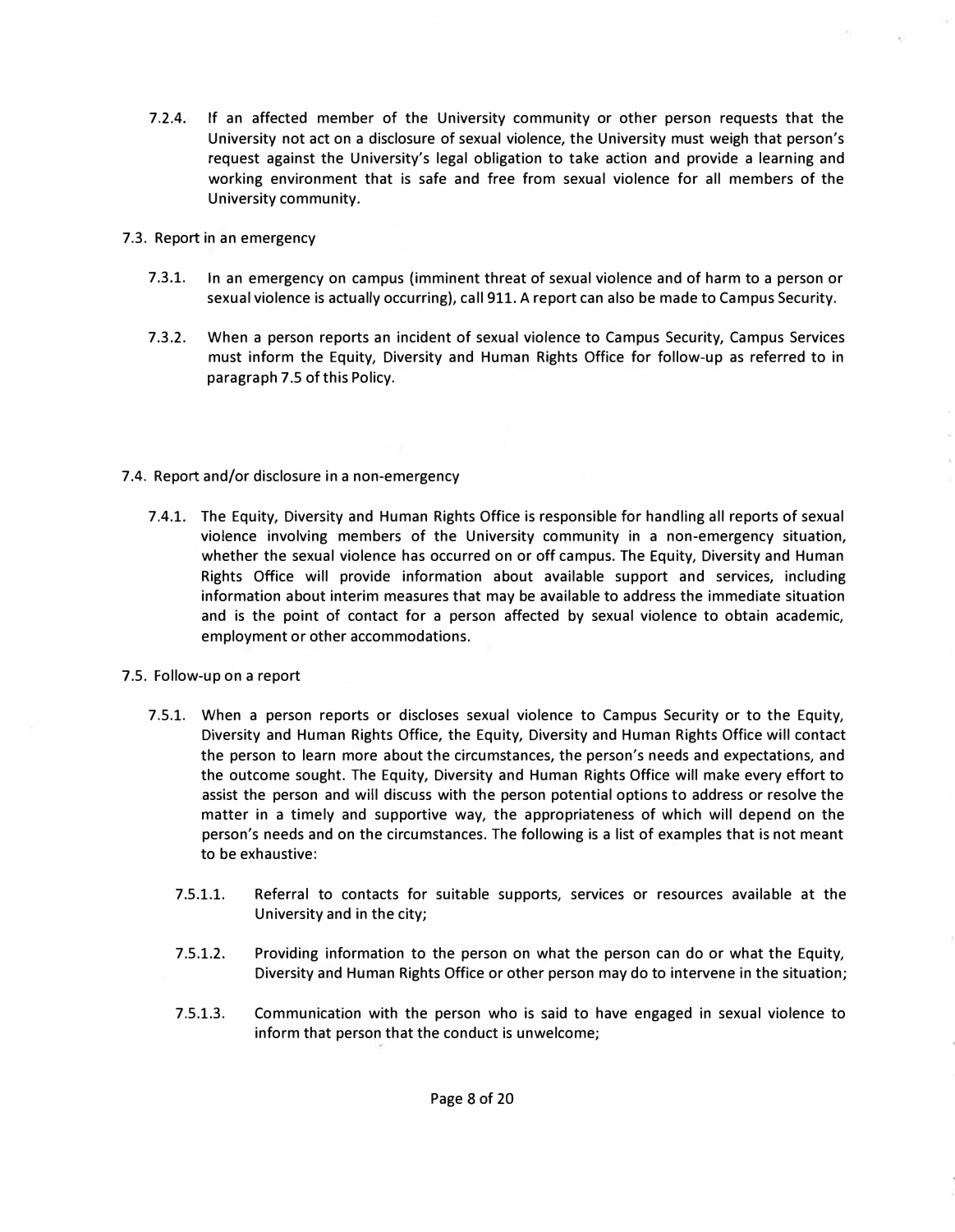7.2.4. If an affected member of the University community or other person requests that the University not act on a disclosure of sexual violence, the University must weigh that person's request against the University's legal obligation to take action and provide a learning and working environment that is safe and free from sexual violence for all members of the University community.

7.3. Report in an emergency

7.3.1. In an emergency on campus (imminent threat of sexual violence and of harm to a person or sexual violence is actually occurring), call 911. A report can also be made to Campus Security.

7.3.2. When a person reports an incident of sexual violence to Campus Security, Campus Services must inform the Equity, Diversity and Human Rights Office for follow-up as referred to in paragraph 7.5 of this Policy.

7.4. Report and/or disclosure in a non-emergency

7.4.1. The Equity, Diversity and Human Rights Office is responsible for handling all reports of sexual violence involving members of the University community in a non-emergency situation, whether the sexual violence has occurred on or off campus. The Equity, Diversity and Human Rights Office will provide information about available support and services, including information about interim measures that may be available to address the immediate situation and is the point of contact for a person affected by sexual violence to obtain academic, employment or other accommodations.

7.5. Follow-up on a report

7.5.1. When a person reports or discloses sexual violence to Campus Security or to the Equity, Diversity and Human Rights Office, the Equity, Diversity and Human Rights Office will contact the person to learn more about the circumstances, the person's needs and expectations, and the outcome sought. The Equity, Diversity and Human Rights Office will make every effort to assist the person and will discuss with the person potential options to address or resolve the matter in a timely and supportive way, the appropriateness of which will depend on the person's needs and on the circumstances. The following is a list of examples that is not meant to be exhaustive:

7.5.1.1. Referral to contacts for suitable supports, services or resources available at the University and in the city;

7.5.1.2. Providing information to the person on what the person can do or what the Equity, Diversity and Human Rights Office or other person may do to intervene in the situation;

7.5.1.3. Communication with the person who is said to have engaged in sexual violence to inform that person that the conduct is unwelcome;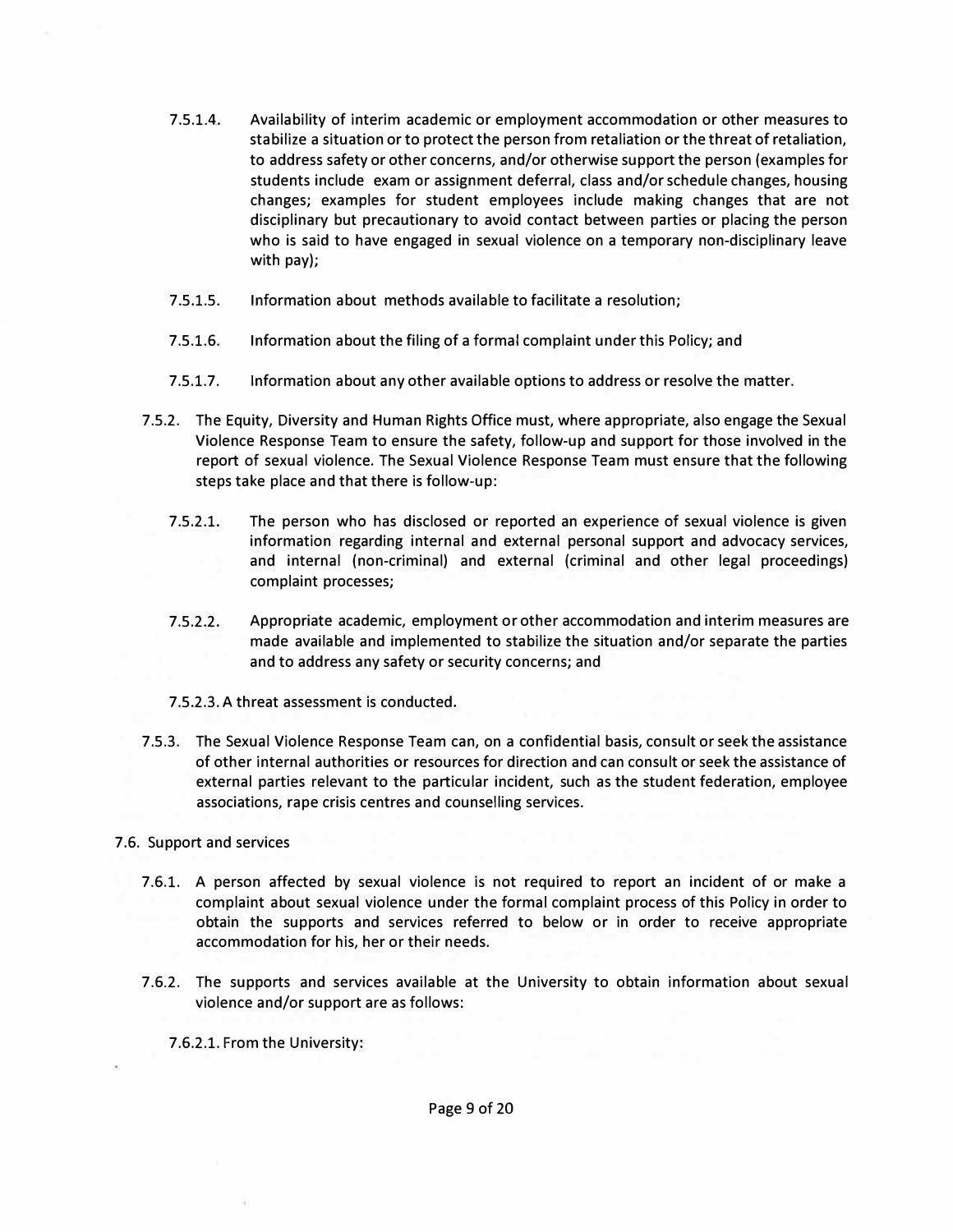7.5.1.4. Availability of interim academic or employment accommodation or other measures to stabilize a situation or to protect the person from retaliation or the threat of retaliation, to address safety or other concerns, and/or otherwise support the person (examples for students include exam or assignment deferral, class and/or schedule changes, housing changes; examples for student employees include making changes that are not disciplinary but precautionary to avoid contact between parties or placing the person who is said to have engaged in sexual violence on a temporary non-disciplinary leave with pay);

7.5.1.5. Information about methods available to facilitate a resolution;

7.5.1.6. Information about the filing of a formal complaint under this Policy; and

7.5.1.7. Information about any other available options to address or resolve the matter.

7.5.2. The Equity, Diversity and Human Rights Office must, where appropriate, also engage the Sexual Violence Response Team to ensure the safety, follow-up and support for those involved in the report of sexual violence. The Sexual Violence Response Team must ensure that the following steps take place and that there is follow-up:

7.5.2.1. The person who has disclosed or reported an experience of sexual violence is given information regarding internal and external personal support and advocacy services, and internal (non-criminal) and external (criminal and other legal proceedings) complaint processes;

7.5.2.2. Appropriate academic, employment or other accommodation and interim measures are made available and implemented to stabilize the situation and/or separate the parties and to address any safety or security concerns; and

7.5.2.3. A threat assessment is conducted.

7.5.3. The Sexual Violence Response Team can, on a confidential basis, consult or seek the assistance of other internal authorities or resources for direction and can consult or seek the assistance of external parties relevant to the particular incident, such as the student federation, employee associations, rape crisis centres and counselling services.

7.6. Support and services

7.6.1. A person affected by sexual violence is not required to report an incident of or make a complaint about sexual violence under the formal complaint process of this Policy in order to obtain the supports and services referred to below or in order to receive appropriate accommodation for his, her or their needs.

7.6.2. The supports and services available at the University to obtain information about sexual violence and/or support are as follows:

7.6.2.1. From the University: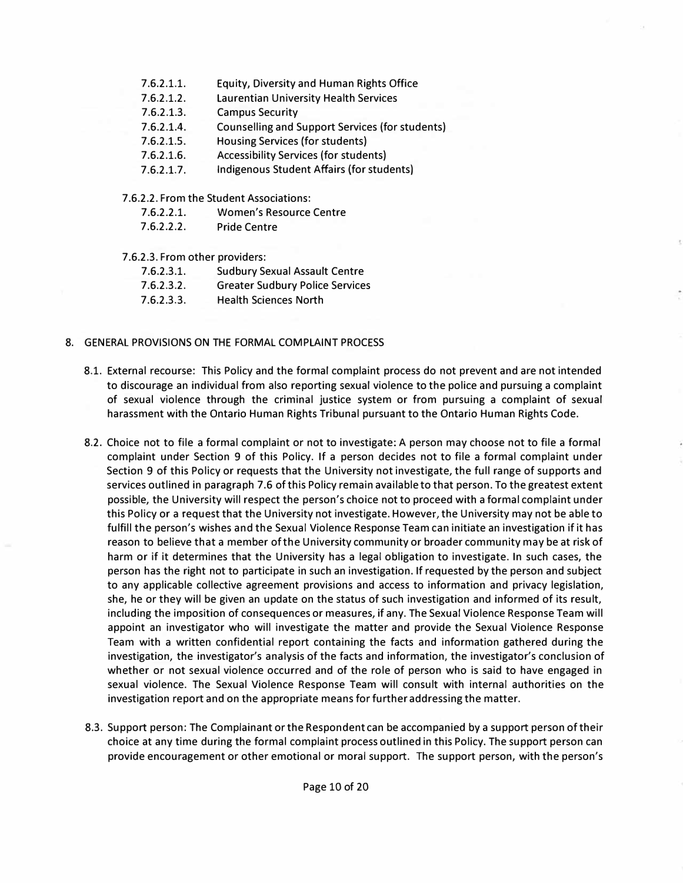7.6.2.1.1. Equity, Diversity and Human Rights Office
7.6.2.1.2. Laurentian University Health Services
7.6.2.1.3. Campus Security
7.6.2.1.4. Counselling and Support Services (for students)
7.6.2.1.5. Housing Services (for students)
7.6.2.1.6. Accessibility Services (for students)
7.6.2.1.7. Indigenous Student Affairs (for students)

7.6.2.2. From the Student Associations:

7.6.2.2.1. Women's Resource Centre
7.6.2.2.2. Pride Centre

7.6.2.3. From other providers:

7.6.2.3.1. Sudbury Sexual Assault Centre
7.6.2.3.2. Greater Sudbury Police Services
7.6.2.3.3. Health Sciences North

8. GENERAL PROVISIONS ON THE FORMAL COMPLAINT PROCESS

8.1. External recourse: This Policy and the formal complaint process do not prevent and are not intended to discourage an individual from also reporting sexual violence to the police and pursuing a complaint of sexual violence through the criminal justice system or from pursuing a complaint of sexual harassment with the Ontario Human Rights Tribunal pursuant to the Ontario Human Rights Code.

8.2. Choice not to file a formal complaint or not to investigate: A person may choose not to file a formal complaint under Section 9 of this Policy. If a person decides not to file a formal complaint under Section 9 of this Policy or requests that the University not investigate, the full range of supports and services outlined in paragraph 7.6 of this Policy remain available to that person. To the greatest extent possible, the University will respect the person's choice not to proceed with a formal complaint under this Policy or a request that the University not investigate. However, the University may not be able to fulfill the person's wishes and the Sexual Violence Response Team can initiate an investigation if it has reason to believe that a member of the University community or broader community may be at risk of harm or if it determines that the University has a legal obligation to investigate. In such cases, the person has the right not to participate in such an investigation. If requested by the person and subject to any applicable collective agreement provisions and access to information and privacy legislation, she, he or they will be given an update on the status of such investigation and informed of its result, including the imposition of consequences or measures, if any. The Sexual Violence Response Team will appoint an investigator who will investigate the matter and provide the Sexual Violence Response Team with a written confidential report containing the facts and information gathered during the investigation, the investigator's analysis of the facts and information, the investigator's conclusion of whether or not sexual violence occurred and of the role of person who is said to have engaged in sexual violence. The Sexual Violence Response Team will consult with internal authorities on the investigation report and on the appropriate means for further addressing the matter.

8.3. Support person: The Complainant or the Respondent can be accompanied by a support person of their choice at any time during the formal complaint process outlined in this Policy. The support person can provide encouragement or other emotional or moral support. The support person, with the person's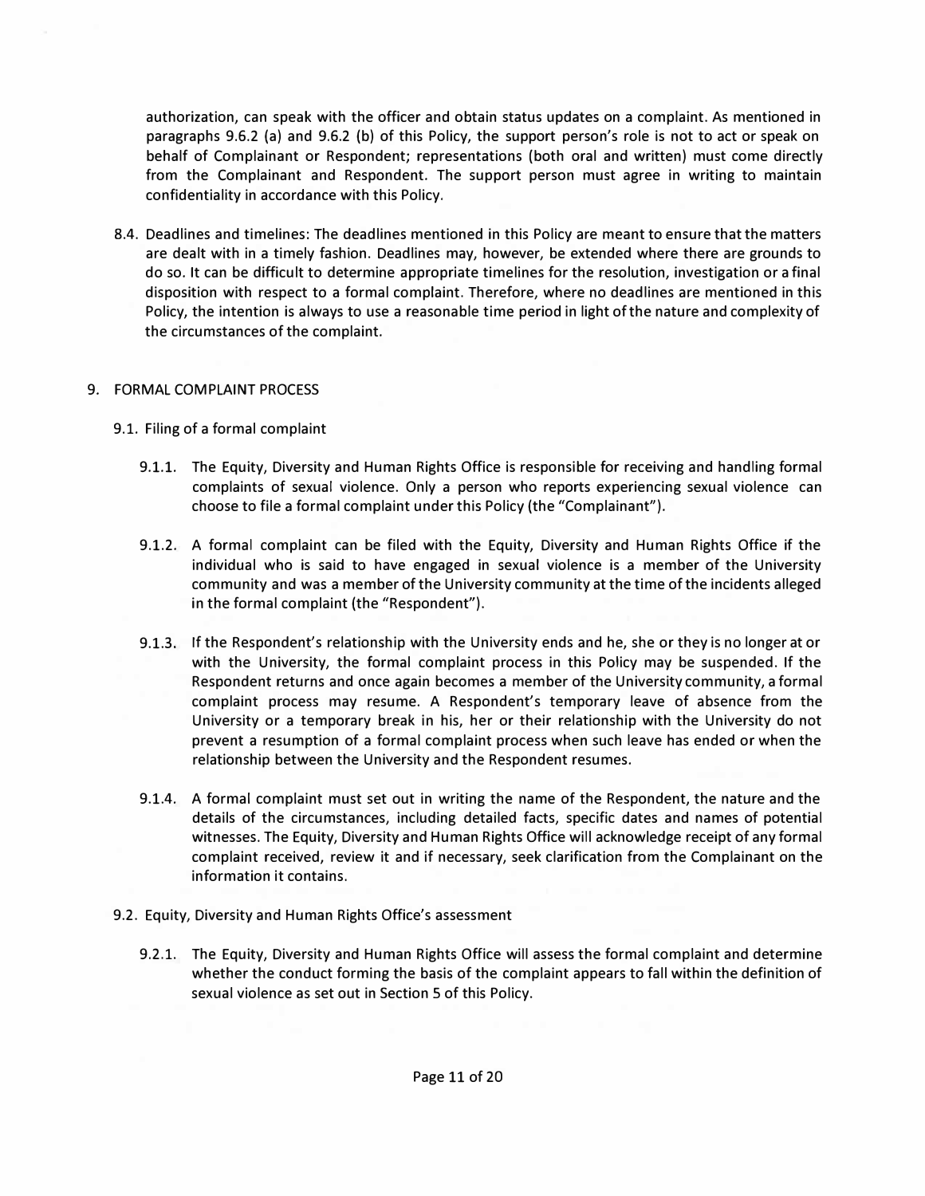authorization, can speak with the officer and obtain status updates on a complaint. As mentioned in paragraphs 9.6.2 (a) and 9.6.2 (b) of this Policy, the support person's role is not to act or speak on behalf of Complainant or Respondent; representations (both oral and written) must come directly from the Complainant and Respondent. The support person must agree in writing to maintain confidentiality in accordance with this Policy.

8.4. Deadlines and timelines: The deadlines mentioned in this Policy are meant to ensure that the matters are dealt with in a timely fashion. Deadlines may, however, be extended where there are grounds to do so. It can be difficult to determine appropriate timelines for the resolution, investigation or a final disposition with respect to a formal complaint. Therefore, where no deadlines are mentioned in this Policy, the intention is always to use a reasonable time period in light of the nature and complexity of the circumstances of the complaint.

## 9. FORMAL COMPLAINT PROCESS

### 9.1. Filing of a formal complaint

9.1.1. The Equity, Diversity and Human Rights Office is responsible for receiving and handling formal complaints of sexual violence. Only a person who reports experiencing sexual violence can choose to file a formal complaint under this Policy (the "Complainant").

9.1.2. A formal complaint can be filed with the Equity, Diversity and Human Rights Office if the individual who is said to have engaged in sexual violence is a member of the University community and was a member of the University community at the time of the incidents alleged in the formal complaint (the "Respondent").

9.1.3. If the Respondent's relationship with the University ends and he, she or they is no longer at or with the University, the formal complaint process in this Policy may be suspended. If the Respondent returns and once again becomes a member of the University community, a formal complaint process may resume. A Respondent's temporary leave of absence from the University or a temporary break in his, her or their relationship with the University do not prevent a resumption of a formal complaint process when such leave has ended or when the relationship between the University and the Respondent resumes.

9.1.4. A formal complaint must set out in writing the name of the Respondent, the nature and the details of the circumstances, including detailed facts, specific dates and names of potential witnesses. The Equity, Diversity and Human Rights Office will acknowledge receipt of any formal complaint received, review it and if necessary, seek clarification from the Complainant on the information it contains.

### 9.2. Equity, Diversity and Human Rights Office's assessment

9.2.1. The Equity, Diversity and Human Rights Office will assess the formal complaint and determine whether the conduct forming the basis of the complaint appears to fall within the definition of sexual violence as set out in Section 5 of this Policy.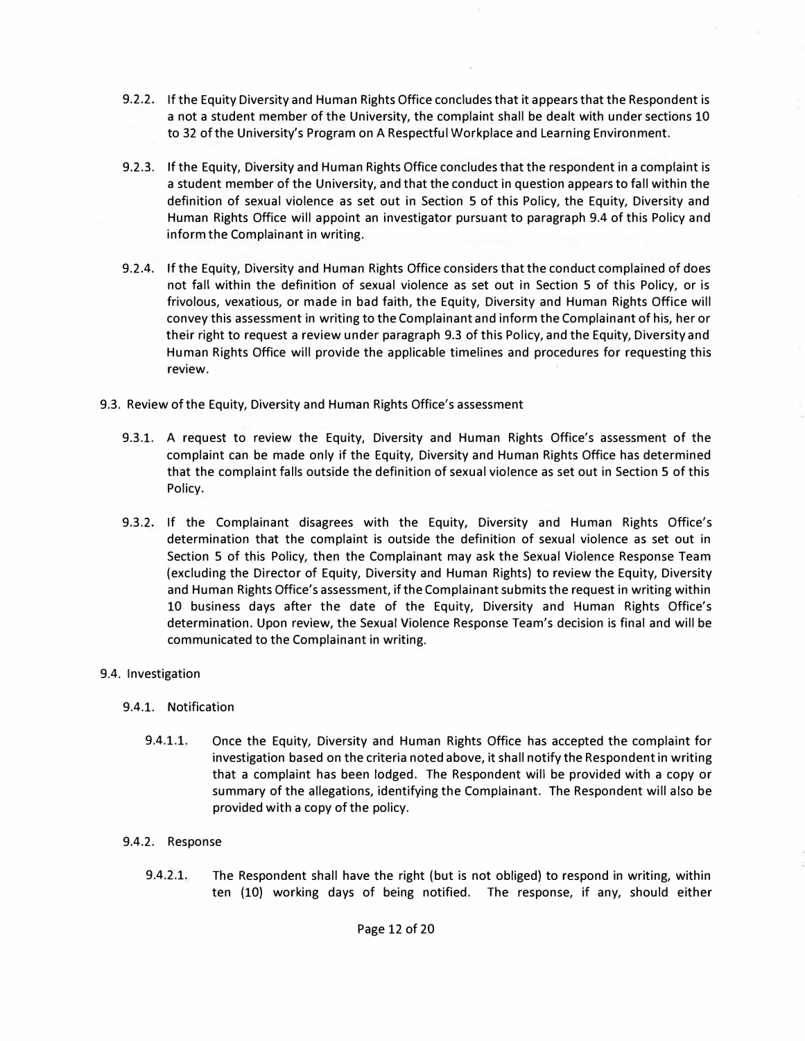9.2.2. If the Equity Diversity and Human Rights Office concludes that it appears that the Respondent is a not a student member of the University, the complaint shall be dealt with under sections 10 to 32 of the University's Program on A Respectful Workplace and Learning Environment.

9.2.3. If the Equity, Diversity and Human Rights Office concludes that the respondent in a complaint is a student member of the University, and that the conduct in question appears to fall within the definition of sexual violence as set out in Section 5 of this Policy, the Equity, Diversity and Human Rights Office will appoint an investigator pursuant to paragraph 9.4 of this Policy and inform the Complainant in writing.

9.2.4. If the Equity, Diversity and Human Rights Office considers that the conduct complained of does not fall within the definition of sexual violence as set out in Section 5 of this Policy, or is frivolous, vexatious, or made in bad faith, the Equity, Diversity and Human Rights Office will convey this assessment in writing to the Complainant and inform the Complainant of his, her or their right to request a review under paragraph 9.3 of this Policy, and the Equity, Diversity and Human Rights Office will provide the applicable timelines and procedures for requesting this review.

9.3. Review of the Equity, Diversity and Human Rights Office's assessment

9.3.1. A request to review the Equity, Diversity and Human Rights Office's assessment of the complaint can be made only if the Equity, Diversity and Human Rights Office has determined that the complaint falls outside the definition of sexual violence as set out in Section 5 of this Policy.

9.3.2. If the Complainant disagrees with the Equity, Diversity and Human Rights Office's determination that the complaint is outside the definition of sexual violence as set out in Section 5 of this Policy, then the Complainant may ask the Sexual Violence Response Team (excluding the Director of Equity, Diversity and Human Rights) to review the Equity, Diversity and Human Rights Office's assessment, if the Complainant submits the request in writing within 10 business days after the date of the Equity, Diversity and Human Rights Office's determination. Upon review, the Sexual Violence Response Team's decision is final and will be communicated to the Complainant in writing.

9.4. Investigation

9.4.1. Notification

9.4.1.1. Once the Equity, Diversity and Human Rights Office has accepted the complaint for investigation based on the criteria noted above, it shall notify the Respondent in writing that a complaint has been lodged. The Respondent will be provided with a copy or summary of the allegations, identifying the Complainant. The Respondent will also be provided with a copy of the policy.

9.4.2. Response

9.4.2.1. The Respondent shall have the right (but is not obliged) to respond in writing, within ten (10) working days of being notified. The response, if any, should either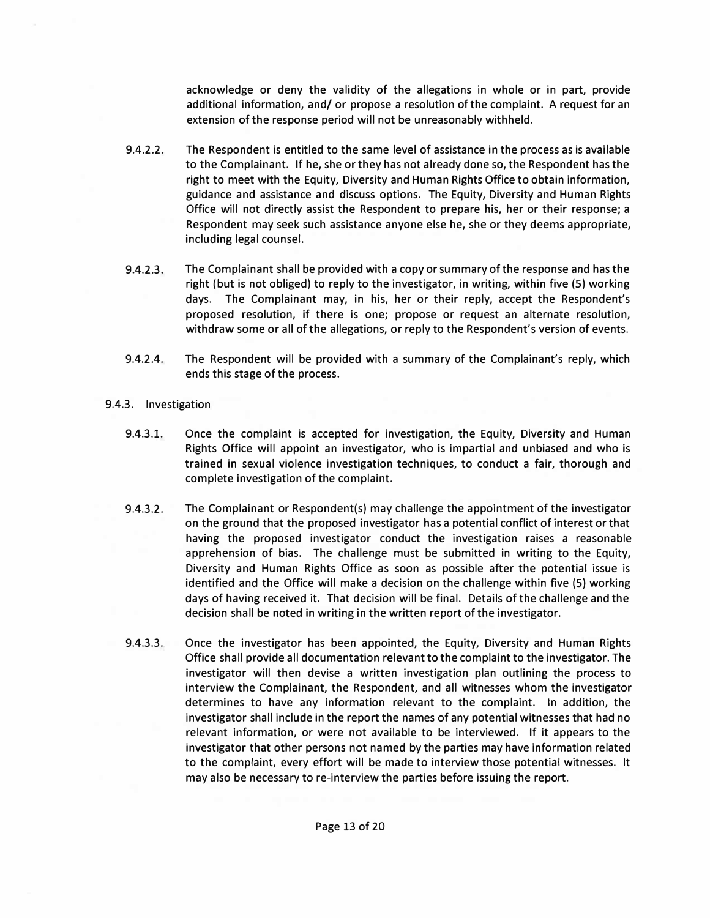acknowledge or deny the validity of the allegations in whole or in part, provide additional information, and/ or propose a resolution of the complaint. A request for an extension of the response period will not be unreasonably withheld.

9.4.2.2. The Respondent is entitled to the same level of assistance in the process as is available to the Complainant. If he, she or they has not already done so, the Respondent has the right to meet with the Equity, Diversity and Human Rights Office to obtain information, guidance and assistance and discuss options. The Equity, Diversity and Human Rights Office will not directly assist the Respondent to prepare his, her or their response; a Respondent may seek such assistance anyone else he, she or they deems appropriate, including legal counsel.

9.4.2.3. The Complainant shall be provided with a copy or summary of the response and has the right (but is not obliged) to reply to the investigator, in writing, within five (5) working days. The Complainant may, in his, her or their reply, accept the Respondent's proposed resolution, if there is one; propose or request an alternate resolution, withdraw some or all of the allegations, or reply to the Respondent's version of events.

9.4.2.4. The Respondent will be provided with a summary of the Complainant's reply, which ends this stage of the process.

9.4.3. Investigation

9.4.3.1. Once the complaint is accepted for investigation, the Equity, Diversity and Human Rights Office will appoint an investigator, who is impartial and unbiased and who is trained in sexual violence investigation techniques, to conduct a fair, thorough and complete investigation of the complaint.

9.4.3.2. The Complainant or Respondent(s) may challenge the appointment of the investigator on the ground that the proposed investigator has a potential conflict of interest or that having the proposed investigator conduct the investigation raises a reasonable apprehension of bias. The challenge must be submitted in writing to the Equity, Diversity and Human Rights Office as soon as possible after the potential issue is identified and the Office will make a decision on the challenge within five (5) working days of having received it. That decision will be final. Details of the challenge and the decision shall be noted in writing in the written report of the investigator.

9.4.3.3. Once the investigator has been appointed, the Equity, Diversity and Human Rights Office shall provide all documentation relevant to the complaint to the investigator. The investigator will then devise a written investigation plan outlining the process to interview the Complainant, the Respondent, and all witnesses whom the investigator determines to have any information relevant to the complaint. In addition, the investigator shall include in the report the names of any potential witnesses that had no relevant information, or were not available to be interviewed. If it appears to the investigator that other persons not named by the parties may have information related to the complaint, every effort will be made to interview those potential witnesses. It may also be necessary to re-interview the parties before issuing the report.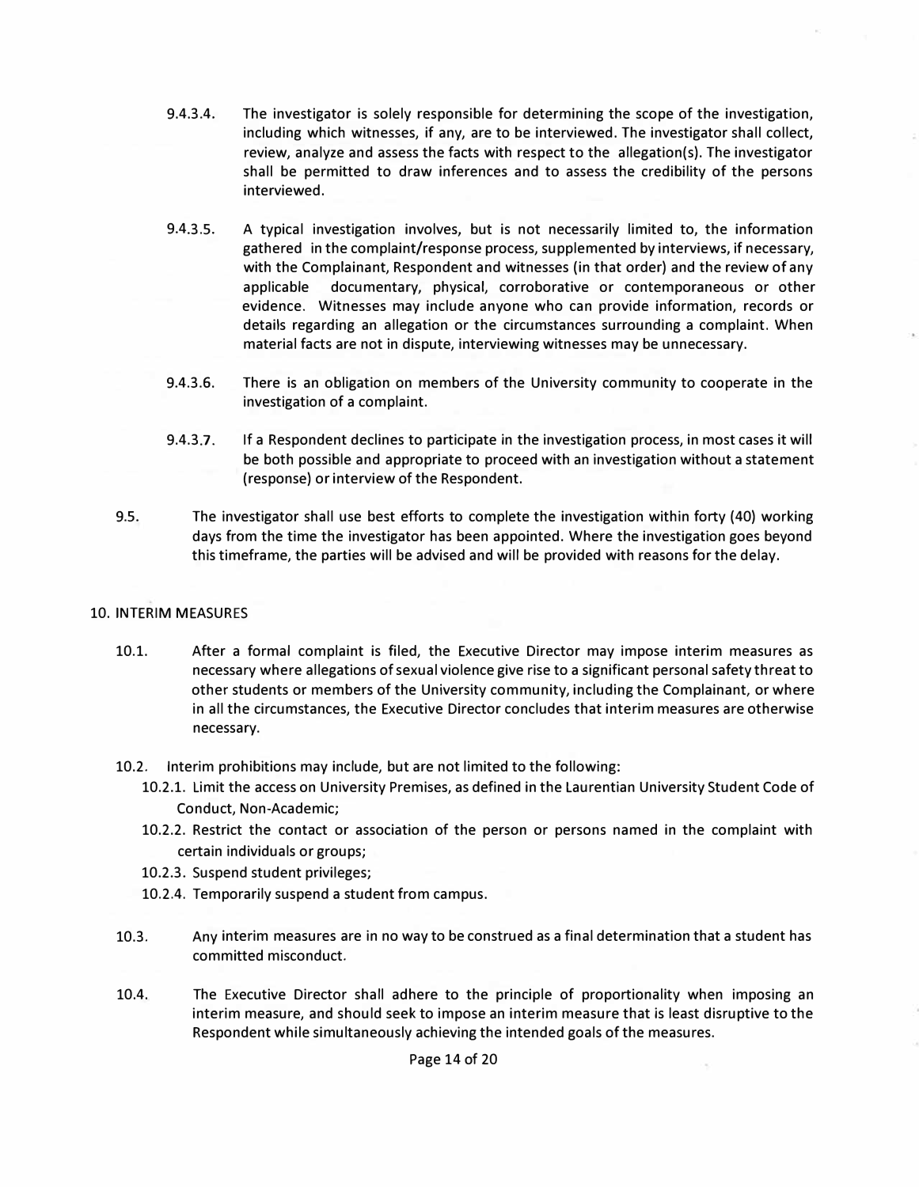9.4.3.4. The investigator is solely responsible for determining the scope of the investigation, including which witnesses, if any, are to be interviewed. The investigator shall collect, review, analyze and assess the facts with respect to the allegation(s). The investigator shall be permitted to draw inferences and to assess the credibility of the persons interviewed.

9.4.3.5. A typical investigation involves, but is not necessarily limited to, the information gathered in the complaint/response process, supplemented by interviews, if necessary, with the Complainant, Respondent and witnesses (in that order) and the review of any applicable documentary, physical, corroborative or contemporaneous or other evidence. Witnesses may include anyone who can provide information, records or details regarding an allegation or the circumstances surrounding a complaint. When material facts are not in dispute, interviewing witnesses may be unnecessary.

9.4.3.6. There is an obligation on members of the University community to cooperate in the investigation of a complaint.

9.4.3.7. If a Respondent declines to participate in the investigation process, in most cases it will be both possible and appropriate to proceed with an investigation without a statement (response) or interview of the Respondent.

9.5. The investigator shall use best efforts to complete the investigation within forty (40) working days from the time the investigator has been appointed. Where the investigation goes beyond this timeframe, the parties will be advised and will be provided with reasons for the delay.

## 10. INTERIM MEASURES

10.1. After a formal complaint is filed, the Executive Director may impose interim measures as necessary where allegations of sexual violence give rise to a significant personal safety threat to other students or members of the University community, including the Complainant, or where in all the circumstances, the Executive Director concludes that interim measures are otherwise necessary.

10.2. Interim prohibitions may include, but are not limited to the following:

- 10.2.1. Limit the access on University Premises, as defined in the Laurentian University Student Code of Conduct, Non-Academic;
- 10.2.2. Restrict the contact or association of the person or persons named in the complaint with certain individuals or groups;
- 10.2.3. Suspend student privileges;
- 10.2.4. Temporarily suspend a student from campus.

10.3. Any interim measures are in no way to be construed as a final determination that a student has committed misconduct.

10.4. The Executive Director shall adhere to the principle of proportionality when imposing an interim measure, and should seek to impose an interim measure that is least disruptive to the Respondent while simultaneously achieving the intended goals of the measures.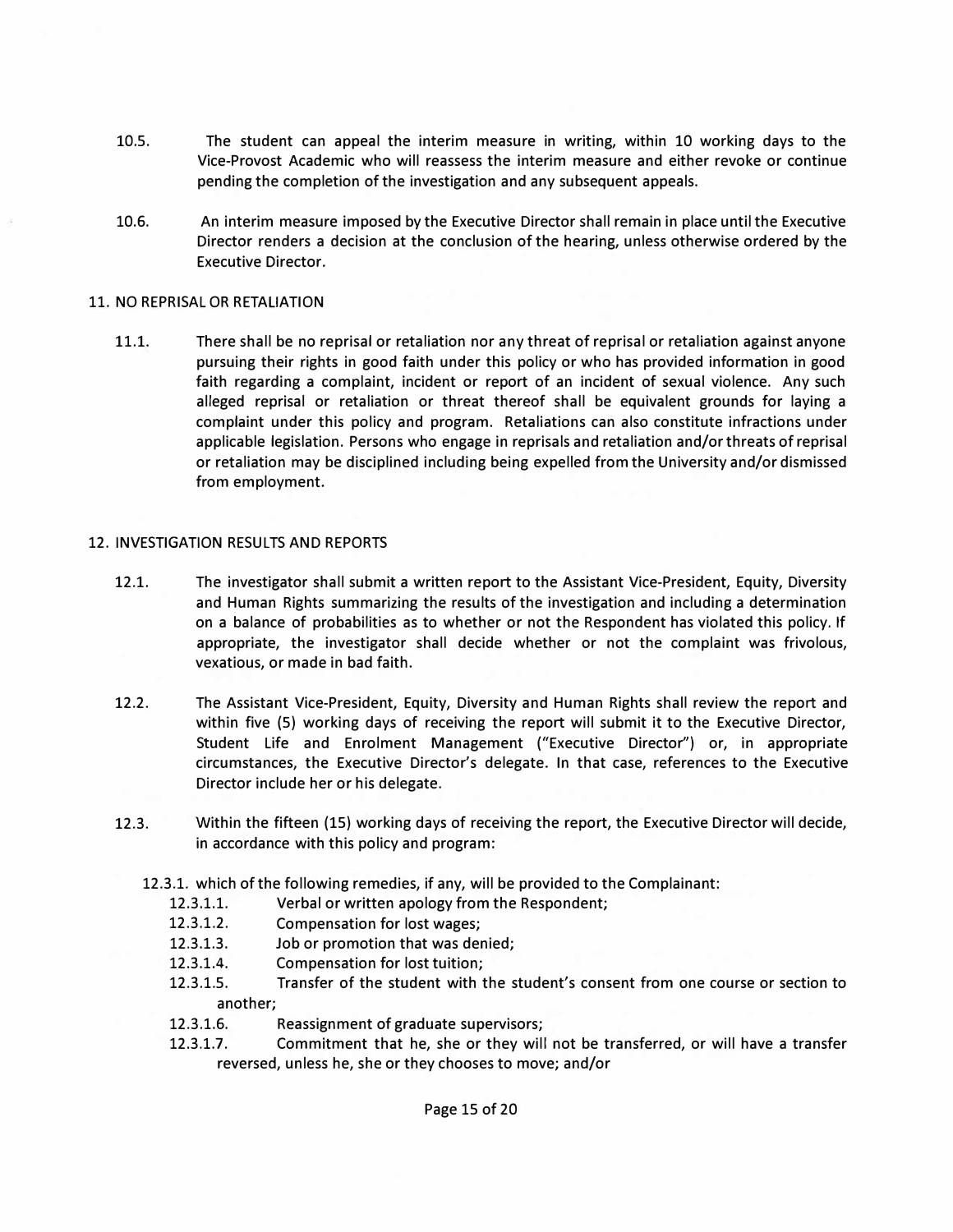10.5. The student can appeal the interim measure in writing, within 10 working days to the Vice-Provost Academic who will reassess the interim measure and either revoke or continue pending the completion of the investigation and any subsequent appeals.

10.6. An interim measure imposed by the Executive Director shall remain in place until the Executive Director renders a decision at the conclusion of the hearing, unless otherwise ordered by the Executive Director.

## 11. NO REPRISAL OR RETALIATION

11.1. There shall be no reprisal or retaliation nor any threat of reprisal or retaliation against anyone pursuing their rights in good faith under this policy or who has provided information in good faith regarding a complaint, incident or report of an incident of sexual violence. Any such alleged reprisal or retaliation or threat thereof shall be equivalent grounds for laying a complaint under this policy and program. Retaliations can also constitute infractions under applicable legislation. Persons who engage in reprisals and retaliation and/or threats of reprisal or retaliation may be disciplined including being expelled from the University and/or dismissed from employment.

## 12. INVESTIGATION RESULTS AND REPORTS

12.1. The investigator shall submit a written report to the Assistant Vice-President, Equity, Diversity and Human Rights summarizing the results of the investigation and including a determination on a balance of probabilities as to whether or not the Respondent has violated this policy. If appropriate, the investigator shall decide whether or not the complaint was frivolous, vexatious, or made in bad faith.

12.2. The Assistant Vice-President, Equity, Diversity and Human Rights shall review the report and within five (5) working days of receiving the report will submit it to the Executive Director, Student Life and Enrolment Management ("Executive Director") or, in appropriate circumstances, the Executive Director's delegate. In that case, references to the Executive Director include her or his delegate.

12.3. Within the fifteen (15) working days of receiving the report, the Executive Director will decide, in accordance with this policy and program:

12.3.1. which of the following remedies, if any, will be provided to the Complainant:

- 12.3.1.1. Verbal or written apology from the Respondent;
- 12.3.1.2. Compensation for lost wages;
- 12.3.1.3. Job or promotion that was denied;
- 12.3.1.4. Compensation for lost tuition;
- 12.3.1.5. Transfer of the student with the student's consent from one course or section to another;
- 12.3.1.6. Reassignment of graduate supervisors;
- 12.3.1.7. Commitment that he, she or they will not be transferred, or will have a transfer reversed, unless he, she or they chooses to move; and/or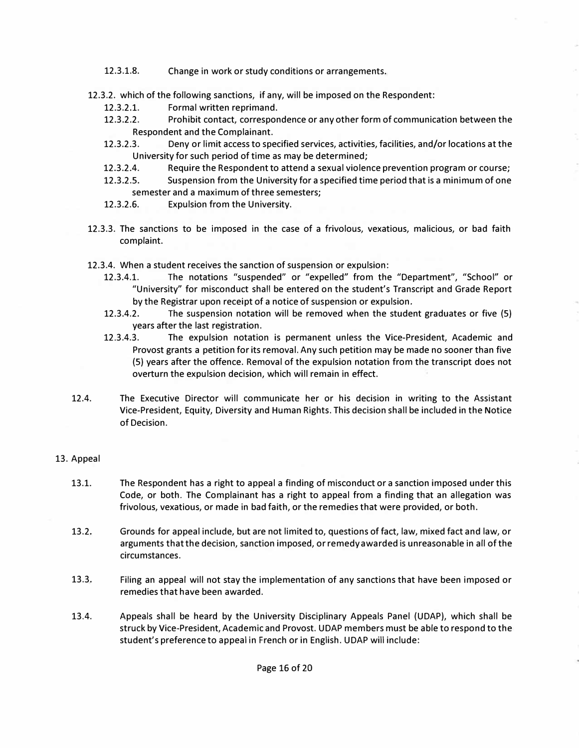12.3.1.8. Change in work or study conditions or arrangements.

12.3.2. which of the following sanctions, if any, will be imposed on the Respondent:

12.3.2.1. Formal written reprimand.

12.3.2.2. Prohibit contact, correspondence or any other form of communication between the Respondent and the Complainant.

12.3.2.3. Deny or limit access to specified services, activities, facilities, and/or locations at the University for such period of time as may be determined;

12.3.2.4. Require the Respondent to attend a sexual violence prevention program or course;

12.3.2.5. Suspension from the University for a specified time period that is a minimum of one semester and a maximum of three semesters;

12.3.2.6. Expulsion from the University.

12.3.3. The sanctions to be imposed in the case of a frivolous, vexatious, malicious, or bad faith complaint.

12.3.4. When a student receives the sanction of suspension or expulsion:

12.3.4.1. The notations "suspended" or "expelled" from the "Department", "School" or "University" for misconduct shall be entered on the student's Transcript and Grade Report by the Registrar upon receipt of a notice of suspension or expulsion.

12.3.4.2. The suspension notation will be removed when the student graduates or five (5) years after the last registration.

12.3.4.3. The expulsion notation is permanent unless the Vice-President, Academic and Provost grants a petition for its removal. Any such petition may be made no sooner than five (5) years after the offence. Removal of the expulsion notation from the transcript does not overturn the expulsion decision, which will remain in effect.

12.4. The Executive Director will communicate her or his decision in writing to the Assistant Vice-President, Equity, Diversity and Human Rights. This decision shall be included in the Notice of Decision.

## 13. Appeal

13.1. The Respondent has a right to appeal a finding of misconduct or a sanction imposed under this Code, or both. The Complainant has a right to appeal from a finding that an allegation was frivolous, vexatious, or made in bad faith, or the remedies that were provided, or both.

13.2. Grounds for appeal include, but are not limited to, questions of fact, law, mixed fact and law, or arguments that the decision, sanction imposed, or remedy awarded is unreasonable in all of the circumstances.

13.3. Filing an appeal will not stay the implementation of any sanctions that have been imposed or remedies that have been awarded.

13.4. Appeals shall be heard by the University Disciplinary Appeals Panel (UDAP), which shall be struck by Vice-President, Academic and Provost. UDAP members must be able to respond to the student's preference to appeal in French or in English. UDAP will include: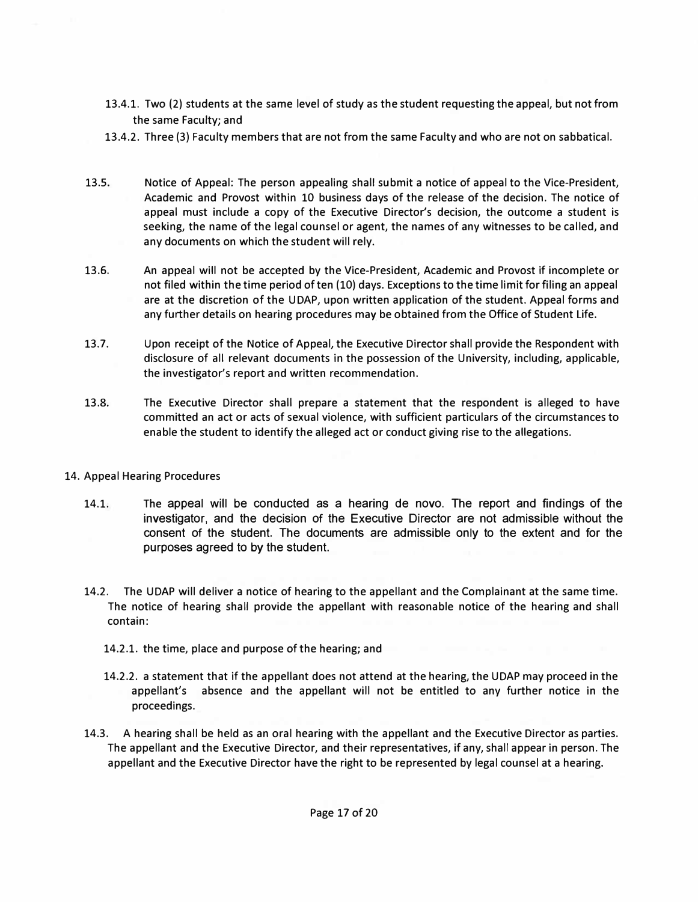13.4.1. Two (2) students at the same level of study as the student requesting the appeal, but not from the same Faculty; and

13.4.2. Three (3) Faculty members that are not from the same Faculty and who are not on sabbatical.

13.5. Notice of Appeal: The person appealing shall submit a notice of appeal to the Vice-President, Academic and Provost within 10 business days of the release of the decision. The notice of appeal must include a copy of the Executive Director's decision, the outcome a student is seeking, the name of the legal counsel or agent, the names of any witnesses to be called, and any documents on which the student will rely.

13.6. An appeal will not be accepted by the Vice-President, Academic and Provost if incomplete or not filed within the time period of ten (10) days. Exceptions to the time limit for filing an appeal are at the discretion of the UDAP, upon written application of the student. Appeal forms and any further details on hearing procedures may be obtained from the Office of Student Life.

13.7. Upon receipt of the Notice of Appeal, the Executive Director shall provide the Respondent with disclosure of all relevant documents in the possession of the University, including, applicable, the investigator's report and written recommendation.

13.8. The Executive Director shall prepare a statement that the respondent is alleged to have committed an act or acts of sexual violence, with sufficient particulars of the circumstances to enable the student to identify the alleged act or conduct giving rise to the allegations.

## 14. Appeal Hearing Procedures

14.1. The appeal will be conducted as a hearing de novo. The report and findings of the investigator, and the decision of the Executive Director are not admissible without the consent of the student. The documents are admissible only to the extent and for the purposes agreed to by the student.

14.2. The UDAP will deliver a notice of hearing to the appellant and the Complainant at the same time. The notice of hearing shall provide the appellant with reasonable notice of the hearing and shall contain:

14.2.1. the time, place and purpose of the hearing; and

14.2.2. a statement that if the appellant does not attend at the hearing, the UDAP may proceed in the appellant's absence and the appellant will not be entitled to any further notice in the proceedings.

14.3. A hearing shall be held as an oral hearing with the appellant and the Executive Director as parties. The appellant and the Executive Director, and their representatives, if any, shall appear in person. The appellant and the Executive Director have the right to be represented by legal counsel at a hearing.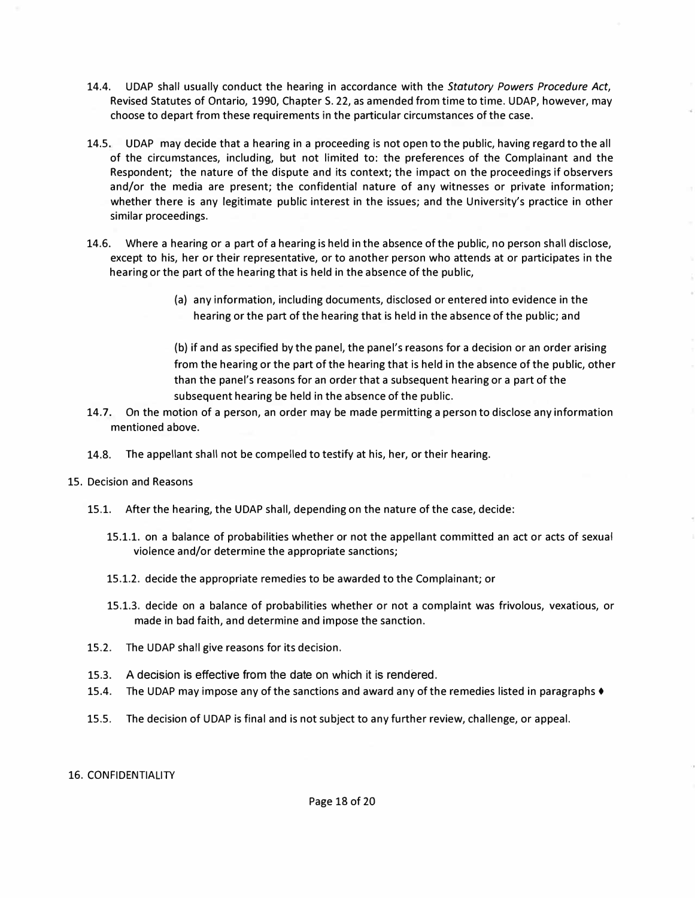14.4. UDAP shall usually conduct the hearing in accordance with the *Statutory Powers Procedure Act*, Revised Statutes of Ontario, 1990, Chapter S. 22, as amended from time to time. UDAP, however, may choose to depart from these requirements in the particular circumstances of the case.

14.5. UDAP may decide that a hearing in a proceeding is not open to the public, having regard to the all of the circumstances, including, but not limited to: the preferences of the Complainant and the Respondent; the nature of the dispute and its context; the impact on the proceedings if observers and/or the media are present; the confidential nature of any witnesses or private information; whether there is any legitimate public interest in the issues; and the University's practice in other similar proceedings.

14.6. Where a hearing or a part of a hearing is held in the absence of the public, no person shall disclose, except to his, her or their representative, or to another person who attends at or participates in the hearing or the part of the hearing that is held in the absence of the public,

> (a) any information, including documents, disclosed or entered into evidence in the hearing or the part of the hearing that is held in the absence of the public; and
>
> (b) if and as specified by the panel, the panel's reasons for a decision or an order arising from the hearing or the part of the hearing that is held in the absence of the public, other than the panel's reasons for an order that a subsequent hearing or a part of the subsequent hearing be held in the absence of the public.

14.7. On the motion of a person, an order may be made permitting a person to disclose any information mentioned above.

14.8. The appellant shall not be compelled to testify at his, her, or their hearing.

15. Decision and Reasons

15.1. After the hearing, the UDAP shall, depending on the nature of the case, decide:

15.1.1. on a balance of probabilities whether or not the appellant committed an act or acts of sexual violence and/or determine the appropriate sanctions;

15.1.2. decide the appropriate remedies to be awarded to the Complainant; or

15.1.3. decide on a balance of probabilities whether or not a complaint was frivolous, vexatious, or made in bad faith, and determine and impose the sanction.

15.2. The UDAP shall give reasons for its decision.

15.3. A decision is effective from the date on which it is rendered.

15.4. The UDAP may impose any of the sanctions and award any of the remedies listed in paragraphs ♦

15.5. The decision of UDAP is final and is not subject to any further review, challenge, or appeal.

16. CONFIDENTIALITY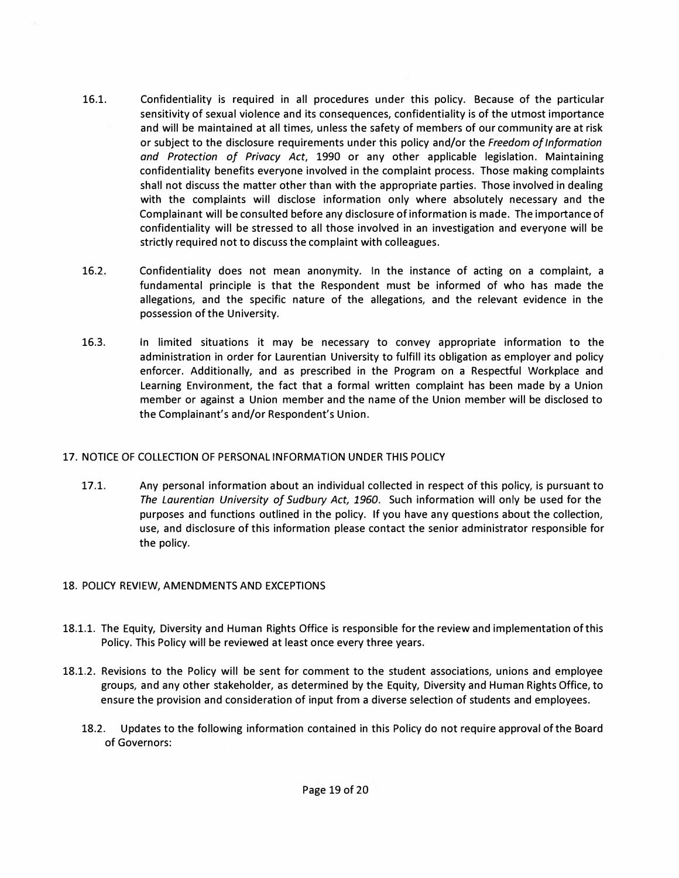16.1. Confidentiality is required in all procedures under this policy. Because of the particular sensitivity of sexual violence and its consequences, confidentiality is of the utmost importance and will be maintained at all times, unless the safety of members of our community are at risk or subject to the disclosure requirements under this policy and/or the *Freedom of Information and Protection of Privacy Act*, 1990 or any other applicable legislation. Maintaining confidentiality benefits everyone involved in the complaint process. Those making complaints shall not discuss the matter other than with the appropriate parties. Those involved in dealing with the complaints will disclose information only where absolutely necessary and the Complainant will be consulted before any disclosure of information is made. The importance of confidentiality will be stressed to all those involved in an investigation and everyone will be strictly required not to discuss the complaint with colleagues.

16.2. Confidentiality does not mean anonymity. In the instance of acting on a complaint, a fundamental principle is that the Respondent must be informed of who has made the allegations, and the specific nature of the allegations, and the relevant evidence in the possession of the University.

16.3. In limited situations it may be necessary to convey appropriate information to the administration in order for Laurentian University to fulfill its obligation as employer and policy enforcer. Additionally, and as prescribed in the Program on a Respectful Workplace and Learning Environment, the fact that a formal written complaint has been made by a Union member or against a Union member and the name of the Union member will be disclosed to the Complainant's and/or Respondent's Union.

## 17. NOTICE OF COLLECTION OF PERSONAL INFORMATION UNDER THIS POLICY

17.1. Any personal information about an individual collected in respect of this policy, is pursuant to *The Laurentian University of Sudbury Act, 1960*. Such information will only be used for the purposes and functions outlined in the policy. If you have any questions about the collection, use, and disclosure of this information please contact the senior administrator responsible for the policy.

## 18. POLICY REVIEW, AMENDMENTS AND EXCEPTIONS

18.1.1. The Equity, Diversity and Human Rights Office is responsible for the review and implementation of this Policy. This Policy will be reviewed at least once every three years.

18.1.2. Revisions to the Policy will be sent for comment to the student associations, unions and employee groups, and any other stakeholder, as determined by the Equity, Diversity and Human Rights Office, to ensure the provision and consideration of input from a diverse selection of students and employees.

18.2. Updates to the following information contained in this Policy do not require approval of the Board of Governors: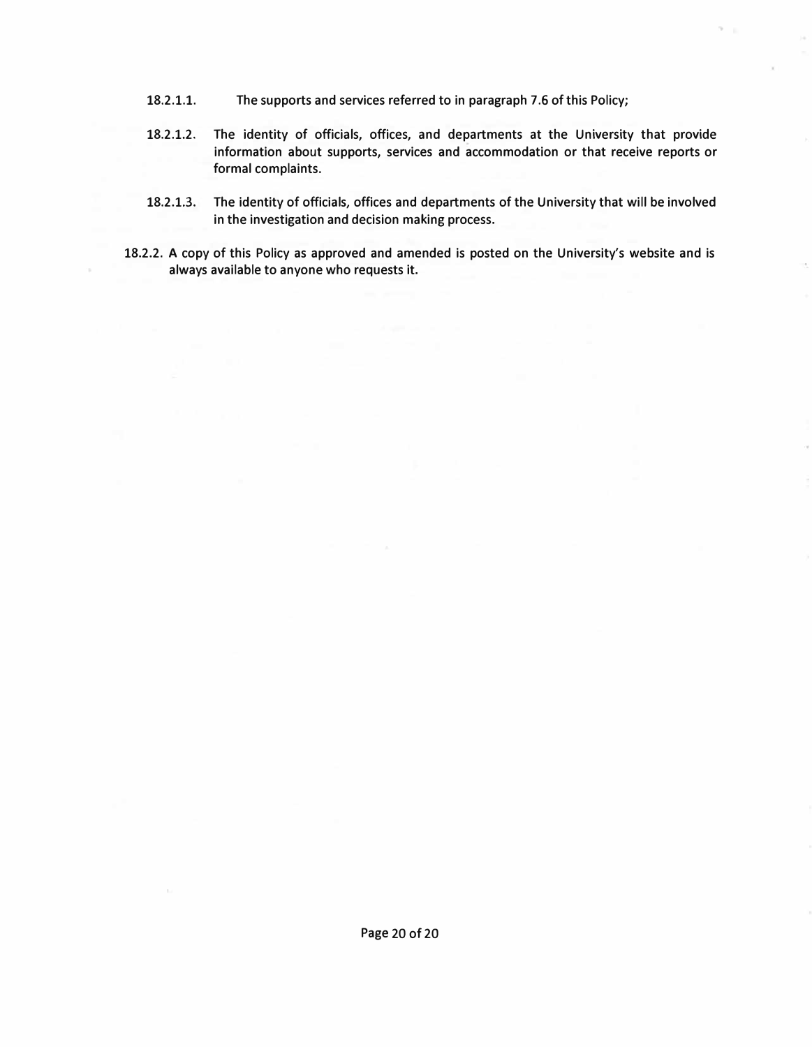18.2.1.1. The supports and services referred to in paragraph 7.6 of this Policy;

18.2.1.2. The identity of officials, offices, and departments at the University that provide information about supports, services and accommodation or that receive reports or formal complaints.

18.2.1.3. The identity of officials, offices and departments of the University that will be involved in the investigation and decision making process.

18.2.2. A copy of this Policy as approved and amended is posted on the University's website and is always available to anyone who requests it.